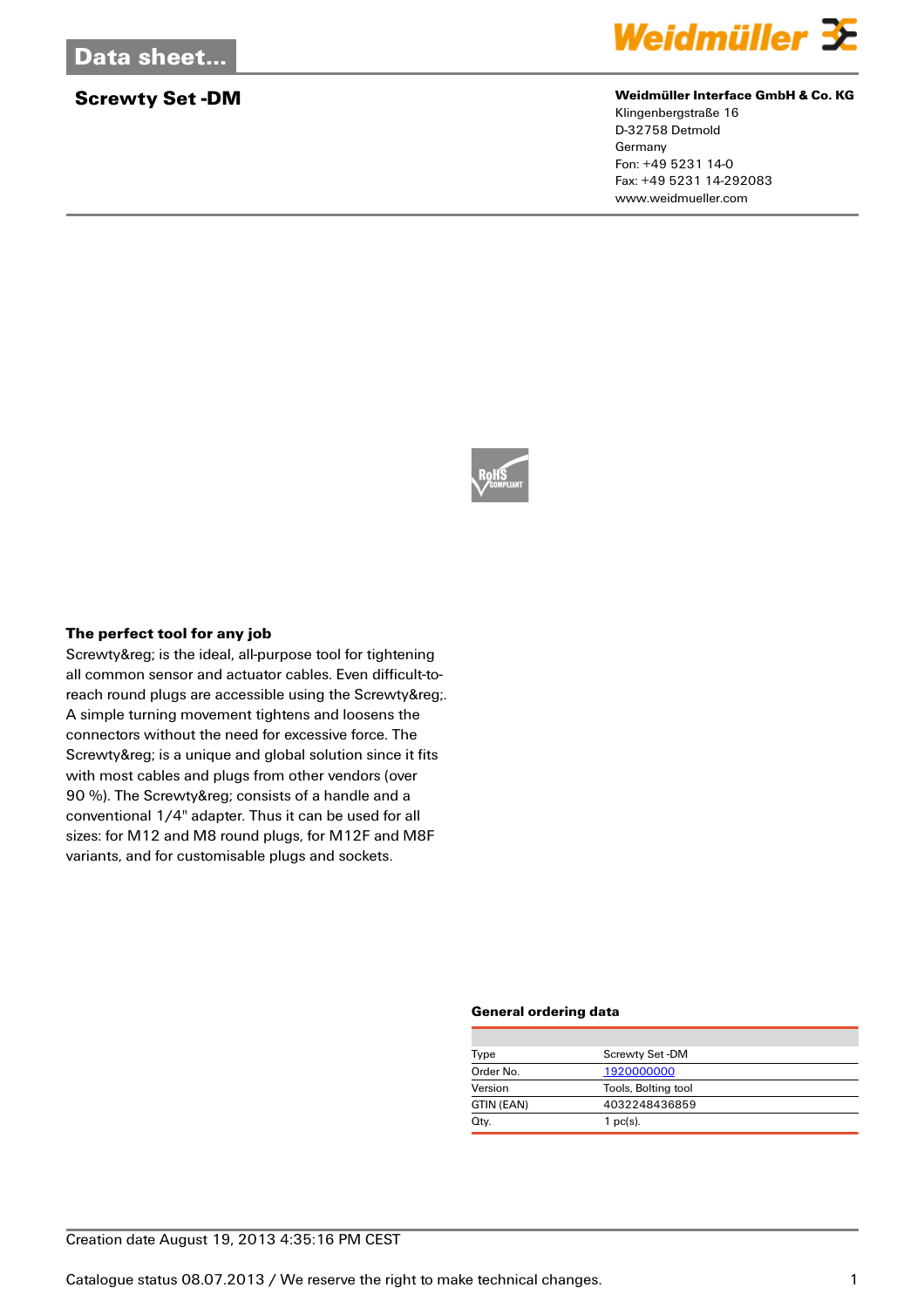# Data sheet...

## Screwty Set -DM

**Weidmüller Interface GmbH & Co. KG**
Klingenbergstraße 16
D-32758 Detmold
Germany
Fon: +49 5231 14-0
Fax: +49 5231 14-292083
www.weidmueller.com

### The perfect tool for any job

Screwty&reg; is the ideal, all-purpose tool for tightening all common sensor and actuator cables. Even difficult-to-reach round plugs are accessible using the Screwty&reg;. A simple turning movement tightens and loosens the connectors without the need for excessive force. The Screwty&reg; is a unique and global solution since it fits with most cables and plugs from other vendors (over 90 %). The Screwty&reg; consists of a handle and a conventional 1/4" adapter. Thus it can be used for all sizes: for M12 and M8 round plugs, for M12F and M8F variants, and for customisable plugs and sockets.

### General ordering data

| | |
|---|---|
| Type | Screwty Set -DM |
| Order No. | 1920000000 |
| Version | Tools, Bolting tool |
| GTIN (EAN) | 4032248436859 |
| Qty. | 1 pc(s). |

Creation date August 19, 2013 4:35:16 PM CEST

Catalogue status 08.07.2013 / We reserve the right to make technical changes.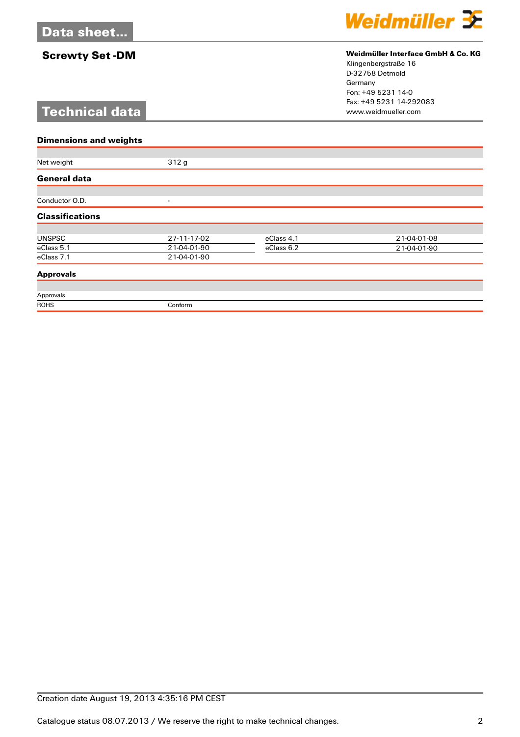# Data sheet...

## Screwty Set -DM

**Weidmüller Interface GmbH & Co. KG**
Klingenbergstraße 16
D-32758 Detmold
Germany
Fon: +49 5231 14-0
Fax: +49 5231 14-292083
www.weidmueller.com

## Technical data

### Dimensions and weights

| | |
|---|---|
| Net weight | 312 g |

### General data

| | |
|---|---|
| Conductor O.D. | - |

### Classifications

| | | | |
|---|---|---|---|
| UNSPSC | 27-11-17-02 | eClass 4.1 | 21-04-01-08 |
| eClass 5.1 | 21-04-01-90 | eClass 6.2 | 21-04-01-90 |
| eClass 7.1 | 21-04-01-90 | | |

### Approvals

| | |
|---|---|
| Approvals | |
| ROHS | Conform |

Creation date August 19, 2013 4:35:16 PM CEST

Catalogue status 08.07.2013 / We reserve the right to make technical changes.